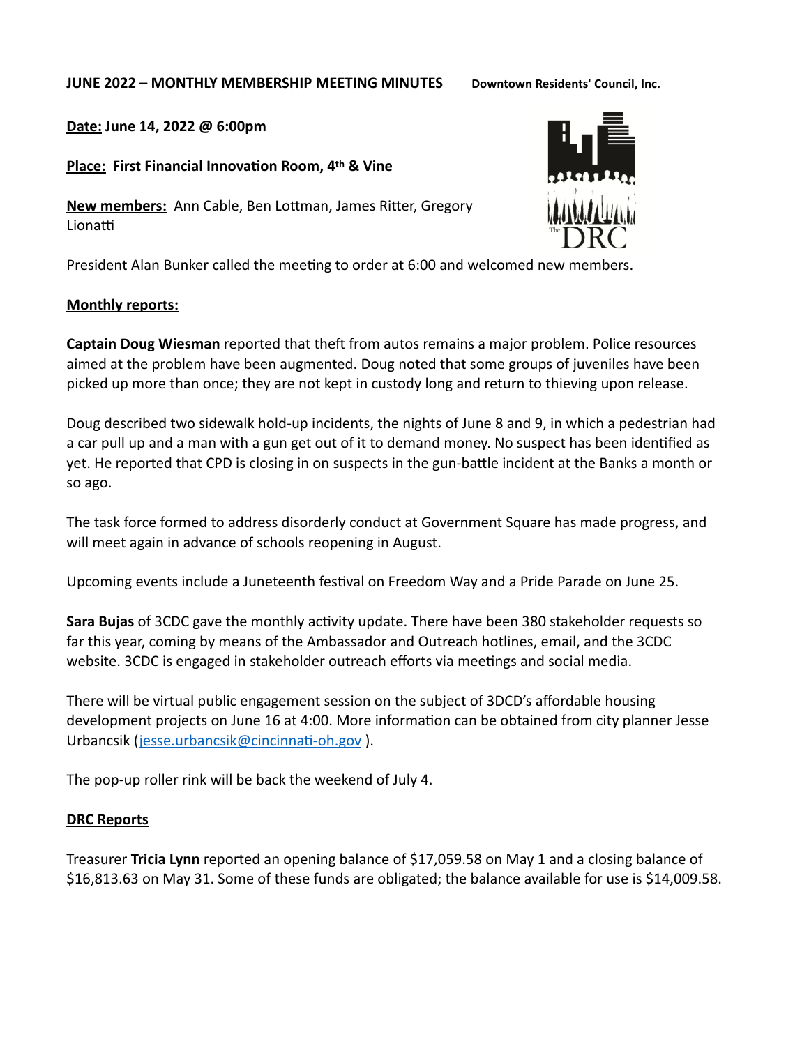**JUNE 2022 – MONTHLY MEMBERSHIP MEETING MINUTES** **Downtown Residents' Council, Inc.**

**Date: June 14, 2022 @ 6:00pm**

**Place: First Financial Innovation Room, 4th & Vine**

**New members:** Ann Cable, Ben Lottman, James Ritter, Gregory Lionatti

President Alan Bunker called the meeting to order at 6:00 and welcomed new members.

**Monthly reports:**

**Captain Doug Wiesman** reported that theft from autos remains a major problem. Police resources aimed at the problem have been augmented. Doug noted that some groups of juveniles have been picked up more than once; they are not kept in custody long and return to thieving upon release.

Doug described two sidewalk hold-up incidents, the nights of June 8 and 9, in which a pedestrian had a car pull up and a man with a gun get out of it to demand money. No suspect has been identified as yet. He reported that CPD is closing in on suspects in the gun-battle incident at the Banks a month or so ago.

The task force formed to address disorderly conduct at Government Square has made progress, and will meet again in advance of schools reopening in August.

Upcoming events include a Juneteenth festival on Freedom Way and a Pride Parade on June 25.

**Sara Bujas** of 3CDC gave the monthly activity update. There have been 380 stakeholder requests so far this year, coming by means of the Ambassador and Outreach hotlines, email, and the 3CDC website. 3CDC is engaged in stakeholder outreach efforts via meetings and social media.

There will be virtual public engagement session on the subject of 3DCD's affordable housing development projects on June 16 at 4:00. More information can be obtained from city planner Jesse Urbancsik (jesse.urbancsik@cincinnati-oh.gov ).

The pop-up roller rink will be back the weekend of July 4.

**DRC Reports**

Treasurer **Tricia Lynn** reported an opening balance of $17,059.58 on May 1 and a closing balance of $16,813.63 on May 31. Some of these funds are obligated; the balance available for use is $14,009.58.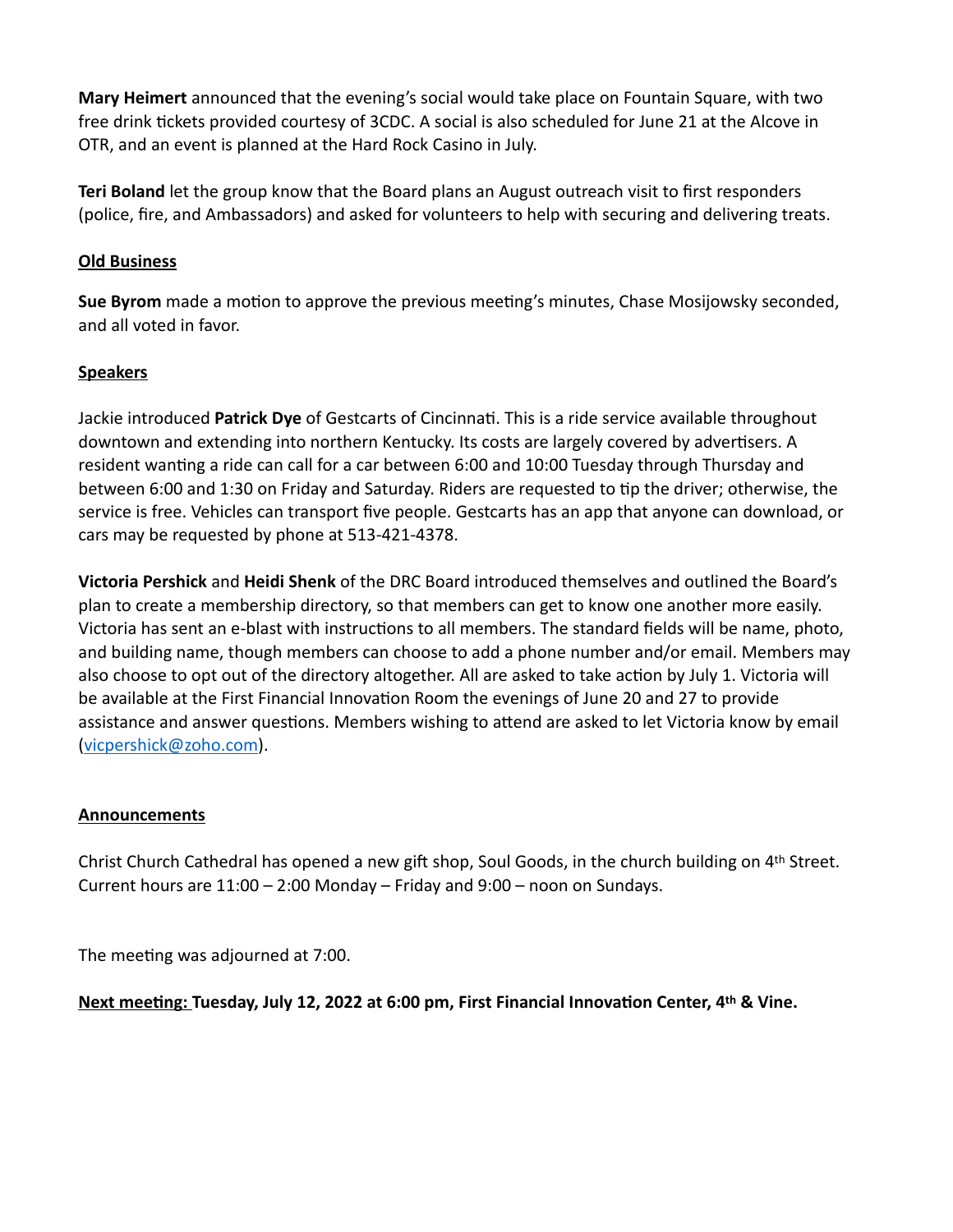**Mary Heimert** announced that the evening's social would take place on Fountain Square, with two free drink tickets provided courtesy of 3CDC. A social is also scheduled for June 21 at the Alcove in OTR, and an event is planned at the Hard Rock Casino in July.

**Teri Boland** let the group know that the Board plans an August outreach visit to first responders (police, fire, and Ambassadors) and asked for volunteers to help with securing and delivering treats.

**Old Business**

**Sue Byrom** made a motion to approve the previous meeting's minutes, Chase Mosijowsky seconded, and all voted in favor.

**Speakers**

Jackie introduced **Patrick Dye** of Gestcarts of Cincinnati. This is a ride service available throughout downtown and extending into northern Kentucky. Its costs are largely covered by advertisers. A resident wanting a ride can call for a car between 6:00 and 10:00 Tuesday through Thursday and between 6:00 and 1:30 on Friday and Saturday. Riders are requested to tip the driver; otherwise, the service is free. Vehicles can transport five people. Gestcarts has an app that anyone can download, or cars may be requested by phone at 513-421-4378.

**Victoria Pershick** and **Heidi Shenk** of the DRC Board introduced themselves and outlined the Board's plan to create a membership directory, so that members can get to know one another more easily. Victoria has sent an e-blast with instructions to all members. The standard fields will be name, photo, and building name, though members can choose to add a phone number and/or email. Members may also choose to opt out of the directory altogether. All are asked to take action by July 1. Victoria will be available at the First Financial Innovation Room the evenings of June 20 and 27 to provide assistance and answer questions. Members wishing to attend are asked to let Victoria know by email (vicpershick@zoho.com).

**Announcements**

Christ Church Cathedral has opened a new gift shop, Soul Goods, in the church building on 4th Street. Current hours are 11:00 – 2:00 Monday – Friday and 9:00 – noon on Sundays.

The meeting was adjourned at 7:00.

**Next meeting: Tuesday, July 12, 2022 at 6:00 pm, First Financial Innovation Center, 4th & Vine.**